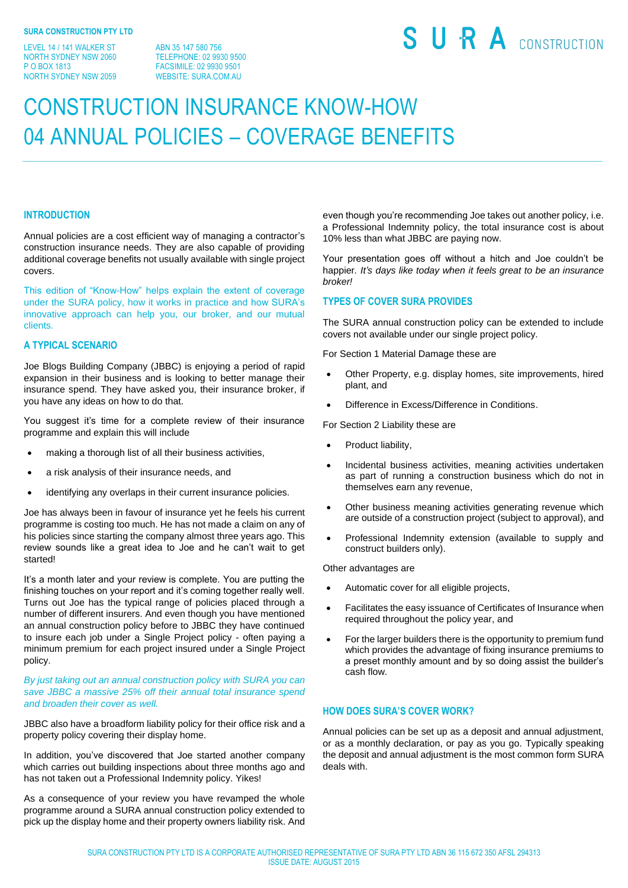**SURA CONSTRUCTION PTY LTD**

LEVEL 14 / 141 WALKER ST
NORTH SYDNEY NSW 2060
P O BOX 1813
NORTH SYDNEY NSW 2059

ABN 35 147 580 756
TELEPHONE: 02 9930 9500
FACSIMILE: 02 9930 9501
WEBSITE: SURA.COM.AU

SURA CONSTRUCTION

# CONSTRUCTION INSURANCE KNOW-HOW
# 04 ANNUAL POLICIES – COVERAGE BENEFITS

## INTRODUCTION

Annual policies are a cost efficient way of managing a contractor's construction insurance needs. They are also capable of providing additional coverage benefits not usually available with single project covers.

This edition of "Know-How" helps explain the extent of coverage under the SURA policy, how it works in practice and how SURA's innovative approach can help you, our broker, and our mutual clients.

## A TYPICAL SCENARIO

Joe Blogs Building Company (JBBC) is enjoying a period of rapid expansion in their business and is looking to better manage their insurance spend. They have asked you, their insurance broker, if you have any ideas on how to do that.

You suggest it's time for a complete review of their insurance programme and explain this will include

- making a thorough list of all their business activities,
- a risk analysis of their insurance needs, and
- identifying any overlaps in their current insurance policies.

Joe has always been in favour of insurance yet he feels his current programme is costing too much. He has not made a claim on any of his policies since starting the company almost three years ago. This review sounds like a great idea to Joe and he can't wait to get started!

It's a month later and your review is complete. You are putting the finishing touches on your report and it's coming together really well. Turns out Joe has the typical range of policies placed through a number of different insurers. And even though you have mentioned an annual construction policy before to JBBC they have continued to insure each job under a Single Project policy - often paying a minimum premium for each project insured under a Single Project policy.

*By just taking out an annual construction policy with SURA you can save JBBC a massive 25% off their annual total insurance spend and broaden their cover as well.*

JBBC also have a broadform liability policy for their office risk and a property policy covering their display home.

In addition, you've discovered that Joe started another company which carries out building inspections about three months ago and has not taken out a Professional Indemnity policy. Yikes!

As a consequence of your review you have revamped the whole programme around a SURA annual construction policy extended to pick up the display home and their property owners liability risk. And even though you're recommending Joe takes out another policy, i.e. a Professional Indemnity policy, the total insurance cost is about 10% less than what JBBC are paying now.

Your presentation goes off without a hitch and Joe couldn't be happier. *It's days like today when it feels great to be an insurance broker!*

## TYPES OF COVER SURA PROVIDES

The SURA annual construction policy can be extended to include covers not available under our single project policy.

For Section 1 Material Damage these are

- Other Property, e.g. display homes, site improvements, hired plant, and
- Difference in Excess/Difference in Conditions.

For Section 2 Liability these are

- Product liability,
- Incidental business activities, meaning activities undertaken as part of running a construction business which do not in themselves earn any revenue,
- Other business meaning activities generating revenue which are outside of a construction project (subject to approval), and
- Professional Indemnity extension (available to supply and construct builders only).

Other advantages are

- Automatic cover for all eligible projects,
- Facilitates the easy issuance of Certificates of Insurance when required throughout the policy year, and
- For the larger builders there is the opportunity to premium fund which provides the advantage of fixing insurance premiums to a preset monthly amount and by so doing assist the builder's cash flow.

## HOW DOES SURA'S COVER WORK?

Annual policies can be set up as a deposit and annual adjustment, or as a monthly declaration, or pay as you go. Typically speaking the deposit and annual adjustment is the most common form SURA deals with.

SURA CONSTRUCTION PTY LTD IS A CORPORATE AUTHORISED REPRESENTATIVE OF SURA PTY LTD ABN 36 115 672 350 AFSL 294313
ISSUE DATE: AUGUST 2015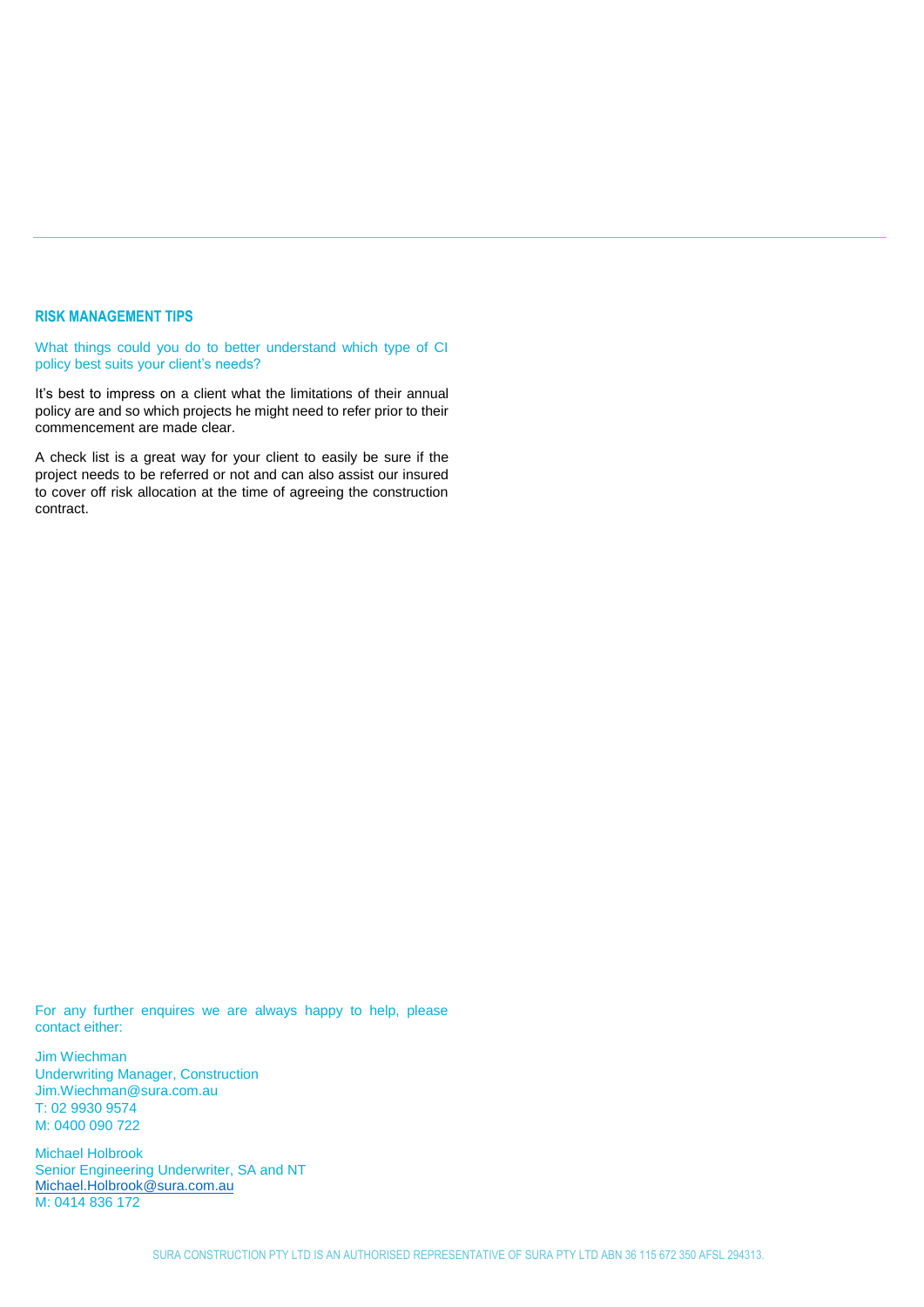## RISK MANAGEMENT TIPS

What things could you do to better understand which type of CI policy best suits your client's needs?

It's best to impress on a client what the limitations of their annual policy are and so which projects he might need to refer prior to their commencement are made clear.

A check list is a great way for your client to easily be sure if the project needs to be referred or not and can also assist our insured to cover off risk allocation at the time of agreeing the construction contract.

For any further enquires we are always happy to help, please contact either:

Jim Wiechman
Underwriting Manager, Construction
Jim.Wiechman@sura.com.au
T: 02 9930 9574
M: 0400 090 722

Michael Holbrook
Senior Engineering Underwriter, SA and NT
Michael.Holbrook@sura.com.au
M: 0414 836 172

SURA CONSTRUCTION PTY LTD IS AN AUTHORISED REPRESENTATIVE OF SURA PTY LTD ABN 36 115 672 350 AFSL 294313.